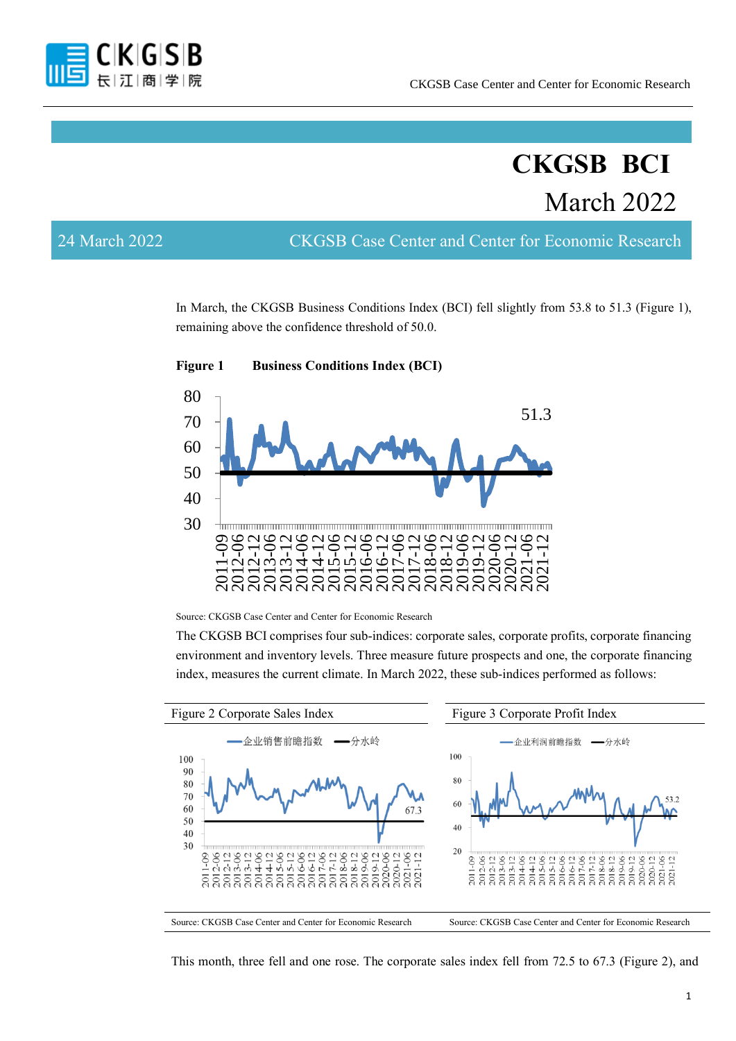# CKGSB BCI

## March 2022

24 March 2022 CKGSB Case Center and Center for Economic Research

In March, the CKGSB Business Conditions Index (BCI) fell slightly from 53.8 to 51.3 (Figure 1), remaining above the confidence threshold of 50.0.

**Figure 1 Business Conditions Index (BCI)**

Source: CKGSB Case Center and Center for Economic Research

The CKGSB BCI comprises four sub-indices: corporate sales, corporate profits, corporate financing environment and inventory levels. Three measure future prospects and one, the corporate financing index, measures the current climate. In March 2022, these sub-indices performed as follows:

Figure 2 Corporate Sales Index

Source: CKGSB Case Center and Center for Economic Research

Figure 3 Corporate Profit Index

Source: CKGSB Case Center and Center for Economic Research

This month, three fell and one rose. The corporate sales index fell from 72.5 to 67.3 (Figure 2), and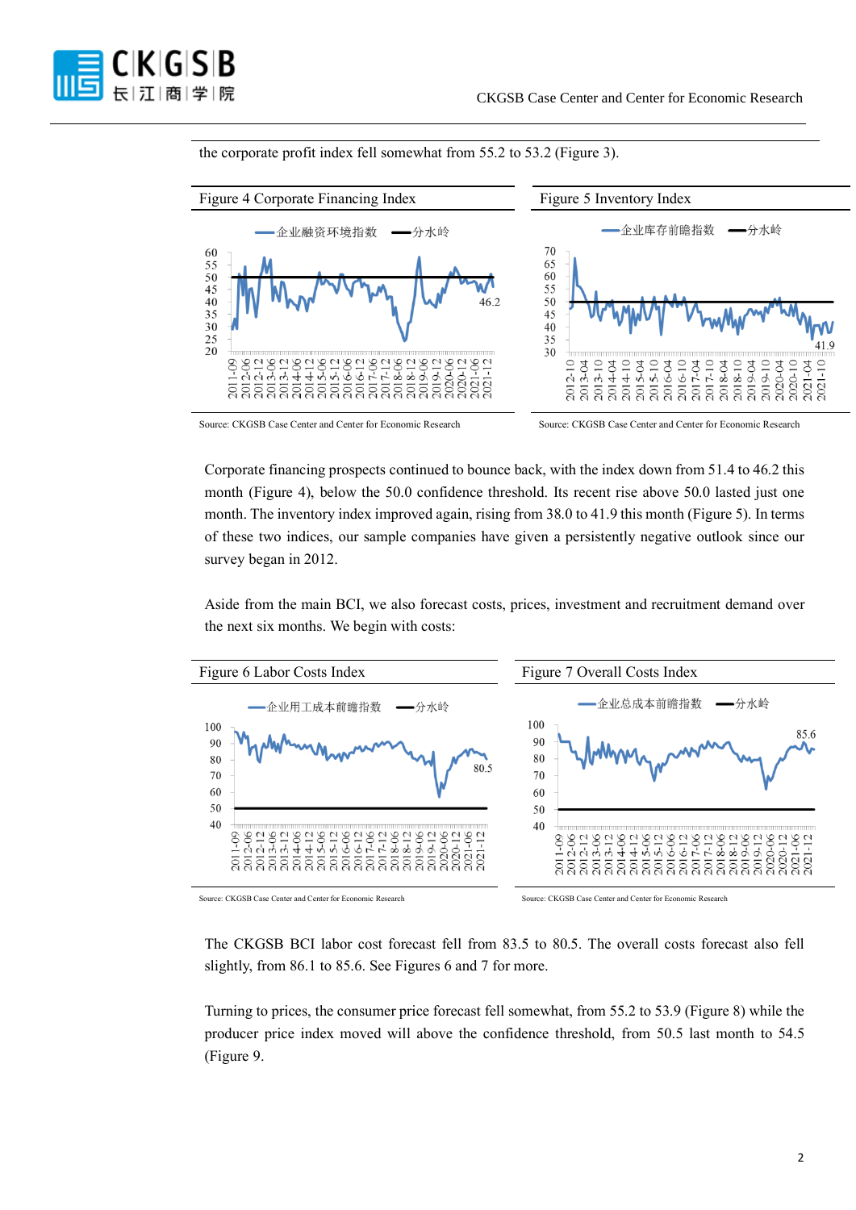the corporate profit index fell somewhat from 55.2 to 53.2 (Figure 3).

Figure 4 Corporate Financing Index

Source: CKGSB Case Center and Center for Economic Research

Figure 5 Inventory Index

Source: CKGSB Case Center and Center for Economic Research

Corporate financing prospects continued to bounce back, with the index down from 51.4 to 46.2 this month (Figure 4), below the 50.0 confidence threshold. Its recent rise above 50.0 lasted just one month. The inventory index improved again, rising from 38.0 to 41.9 this month (Figure 5). In terms of these two indices, our sample companies have given a persistently negative outlook since our survey began in 2012.

Aside from the main BCI, we also forecast costs, prices, investment and recruitment demand over the next six months. We begin with costs:

Figure 6 Labor Costs Index

Source: CKGSB Case Center and Center for Economic Research

Figure 7 Overall Costs Index

Source: CKGSB Case Center and Center for Economic Research

The CKGSB BCI labor cost forecast fell from 83.5 to 80.5. The overall costs forecast also fell slightly, from 86.1 to 85.6. See Figures 6 and 7 for more.

Turning to prices, the consumer price forecast fell somewhat, from 55.2 to 53.9 (Figure 8) while the producer price index moved will above the confidence threshold, from 50.5 last month to 54.5 (Figure 9.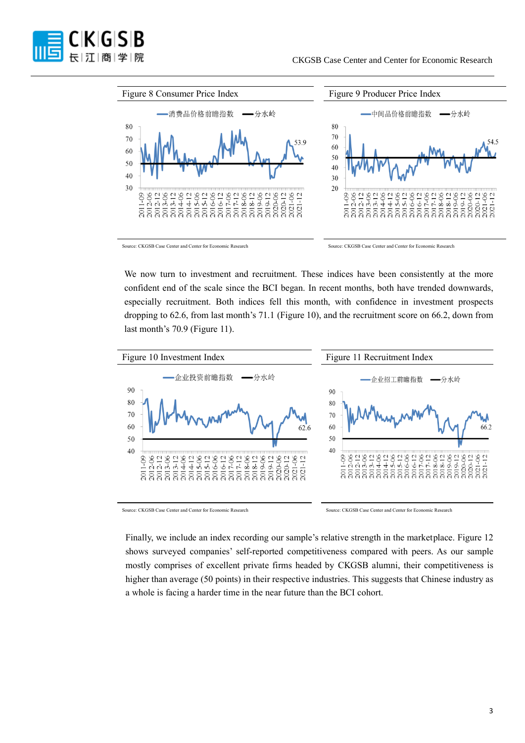Figure 8 Consumer Price Index

Source: CKGSB Case Center and Center for Economic Research

Figure 9 Producer Price Index

Source: CKGSB Case Center and Center for Economic Research

We now turn to investment and recruitment. These indices have been consistently at the more confident end of the scale since the BCI began. In recent months, both have trended downwards, especially recruitment. Both indices fell this month, with confidence in investment prospects dropping to 62.6, from last month's 71.1 (Figure 10), and the recruitment score on 66.2, down from last month's 70.9 (Figure 11).

Figure 10 Investment Index

Source: CKGSB Case Center and Center for Economic Research

Figure 11 Recruitment Index

Source: CKGSB Case Center and Center for Economic Research

Finally, we include an index recording our sample's relative strength in the marketplace. Figure 12 shows surveyed companies' self-reported competitiveness compared with peers. As our sample mostly comprises of excellent private firms headed by CKGSB alumni, their competitiveness is higher than average (50 points) in their respective industries. This suggests that Chinese industry as a whole is facing a harder time in the near future than the BCI cohort.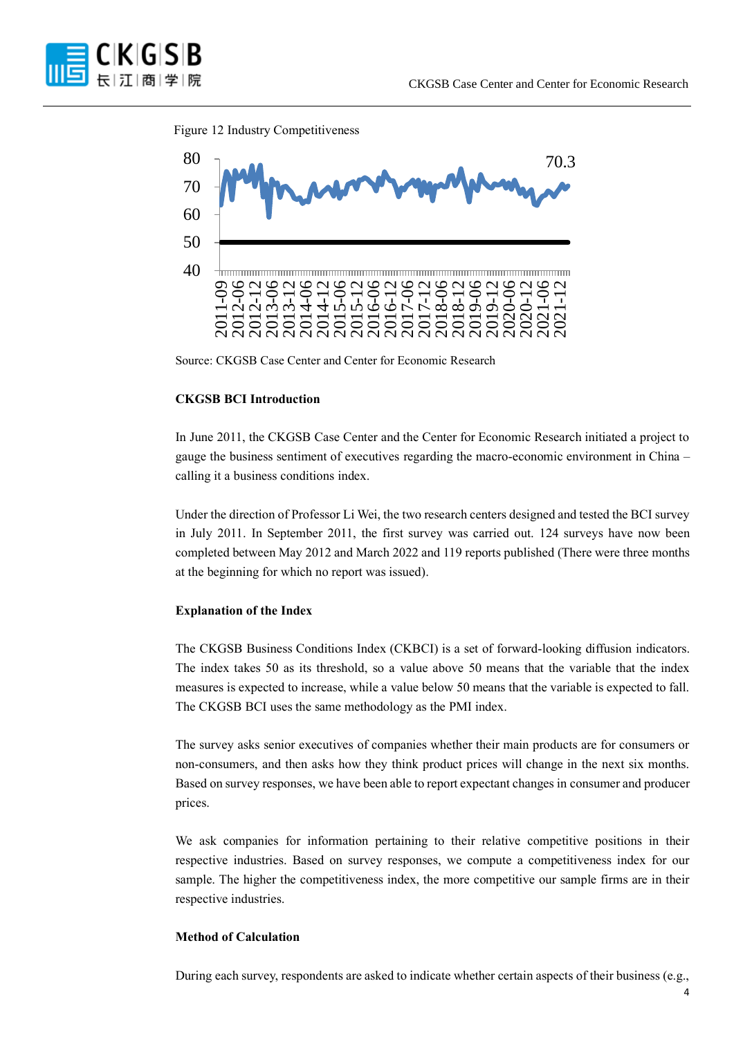Figure 12 Industry Competitiveness

Source: CKGSB Case Center and Center for Economic Research

**CKGSB BCI Introduction**

In June 2011, the CKGSB Case Center and the Center for Economic Research initiated a project to gauge the business sentiment of executives regarding the macro-economic environment in China – calling it a business conditions index.

Under the direction of Professor Li Wei, the two research centers designed and tested the BCI survey in July 2011. In September 2011, the first survey was carried out. 124 surveys have now been completed between May 2012 and March 2022 and 119 reports published (There were three months at the beginning for which no report was issued).

**Explanation of the Index**

The CKGSB Business Conditions Index (CKBCI) is a set of forward-looking diffusion indicators. The index takes 50 as its threshold, so a value above 50 means that the variable that the index measures is expected to increase, while a value below 50 means that the variable is expected to fall. The CKGSB BCI uses the same methodology as the PMI index.

The survey asks senior executives of companies whether their main products are for consumers or non-consumers, and then asks how they think product prices will change in the next six months. Based on survey responses, we have been able to report expectant changes in consumer and producer prices.

We ask companies for information pertaining to their relative competitive positions in their respective industries. Based on survey responses, we compute a competitiveness index for our sample. The higher the competitiveness index, the more competitive our sample firms are in their respective industries.

**Method of Calculation**

During each survey, respondents are asked to indicate whether certain aspects of their business (e.g.,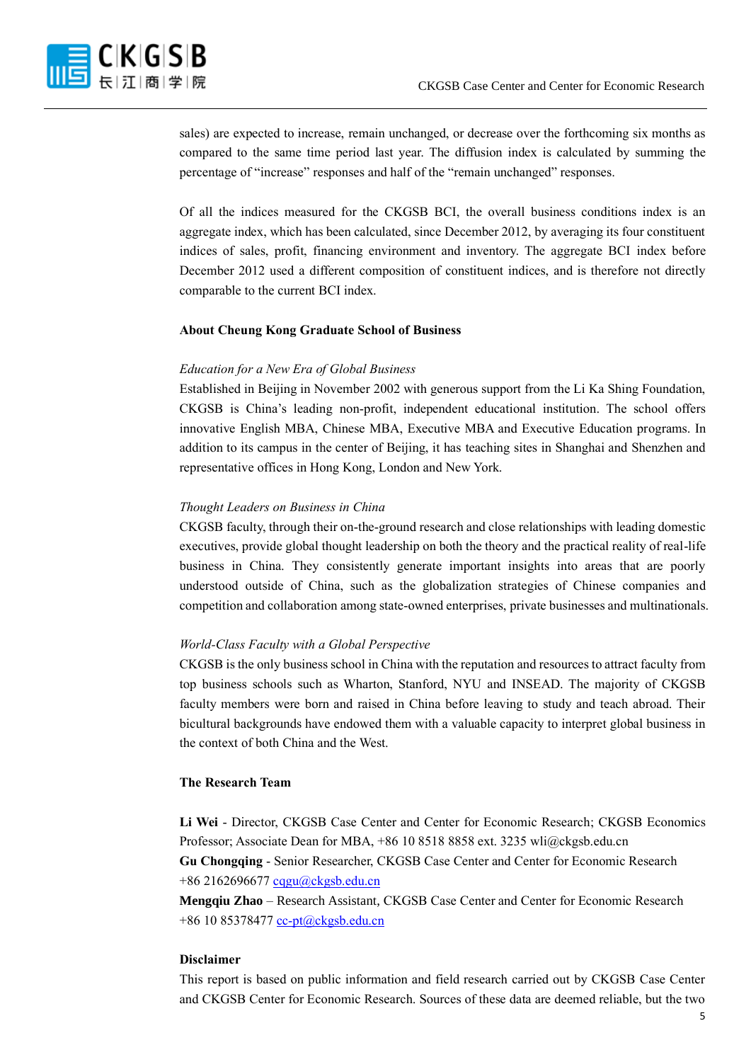sales) are expected to increase, remain unchanged, or decrease over the forthcoming six months as compared to the same time period last year. The diffusion index is calculated by summing the percentage of "increase" responses and half of the "remain unchanged" responses.

Of all the indices measured for the CKGSB BCI, the overall business conditions index is an aggregate index, which has been calculated, since December 2012, by averaging its four constituent indices of sales, profit, financing environment and inventory. The aggregate BCI index before December 2012 used a different composition of constituent indices, and is therefore not directly comparable to the current BCI index.

**About Cheung Kong Graduate School of Business**

*Education for a New Era of Global Business*

Established in Beijing in November 2002 with generous support from the Li Ka Shing Foundation, CKGSB is China's leading non-profit, independent educational institution. The school offers innovative English MBA, Chinese MBA, Executive MBA and Executive Education programs. In addition to its campus in the center of Beijing, it has teaching sites in Shanghai and Shenzhen and representative offices in Hong Kong, London and New York.

*Thought Leaders on Business in China*

CKGSB faculty, through their on-the-ground research and close relationships with leading domestic executives, provide global thought leadership on both the theory and the practical reality of real-life business in China. They consistently generate important insights into areas that are poorly understood outside of China, such as the globalization strategies of Chinese companies and competition and collaboration among state-owned enterprises, private businesses and multinationals.

*World-Class Faculty with a Global Perspective*

CKGSB is the only business school in China with the reputation and resources to attract faculty from top business schools such as Wharton, Stanford, NYU and INSEAD. The majority of CKGSB faculty members were born and raised in China before leaving to study and teach abroad. Their bicultural backgrounds have endowed them with a valuable capacity to interpret global business in the context of both China and the West.

**The Research Team**

**Li Wei** - Director, CKGSB Case Center and Center for Economic Research; CKGSB Economics Professor; Associate Dean for MBA, +86 10 8518 8858 ext. 3235 wli@ckgsb.edu.cn
**Gu Chongqing** - Senior Researcher, CKGSB Case Center and Center for Economic Research +86 2162696677 cqgu@ckgsb.edu.cn
**Mengqiu Zhao** – Research Assistant, CKGSB Case Center and Center for Economic Research +86 10 85378477 cc-pt@ckgsb.edu.cn

**Disclaimer**

This report is based on public information and field research carried out by CKGSB Case Center and CKGSB Center for Economic Research. Sources of these data are deemed reliable, but the two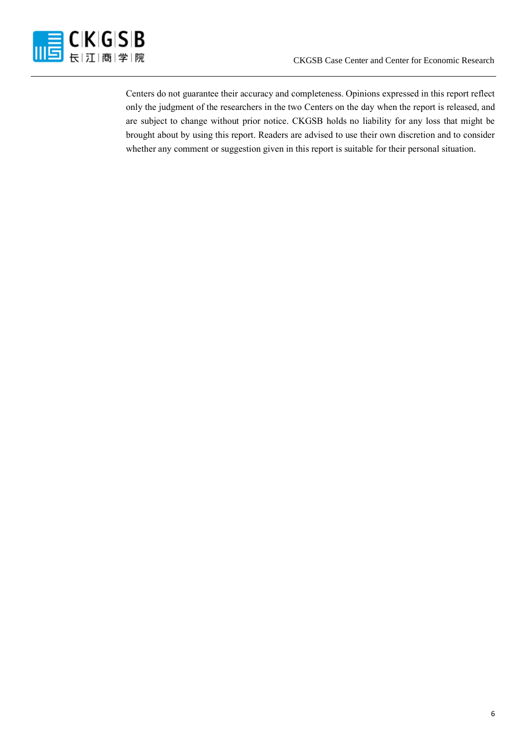Centers do not guarantee their accuracy and completeness. Opinions expressed in this report reflect only the judgment of the researchers in the two Centers on the day when the report is released, and are subject to change without prior notice. CKGSB holds no liability for any loss that might be brought about by using this report. Readers are advised to use their own discretion and to consider whether any comment or suggestion given in this report is suitable for their personal situation.